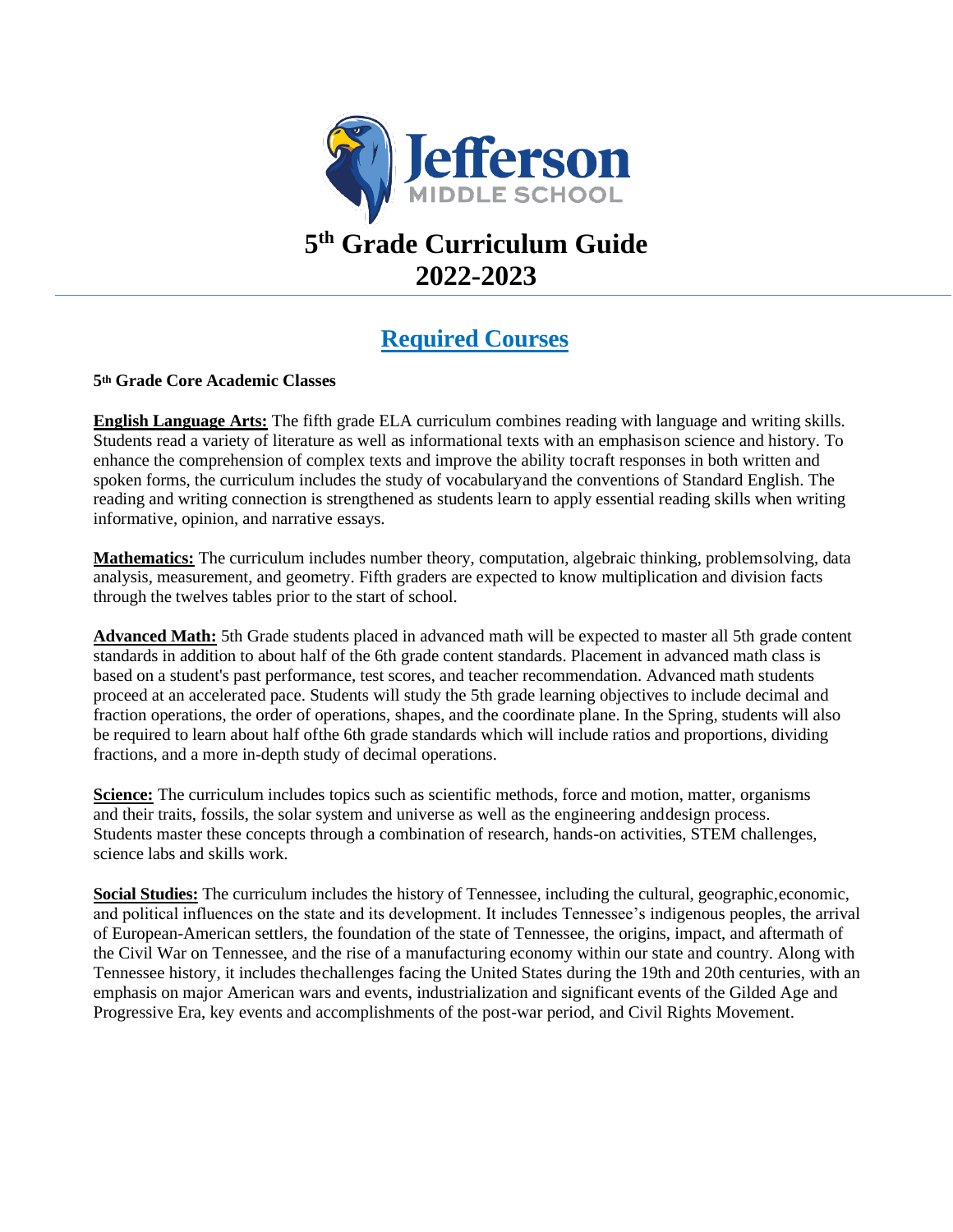Jefferson
MIDDLE SCHOOL

# 5th Grade Curriculum Guide 2022-2023

## Required Courses

**5th Grade Core Academic Classes**

**English Language Arts:** The fifth grade ELA curriculum combines reading with language and writing skills. Students read a variety of literature as well as informational texts with an emphasison science and history. To enhance the comprehension of complex texts and improve the ability tocraft responses in both written and spoken forms, the curriculum includes the study of vocabularyand the conventions of Standard English. The reading and writing connection is strengthened as students learn to apply essential reading skills when writing informative, opinion, and narrative essays.

**Mathematics:** The curriculum includes number theory, computation, algebraic thinking, problemsolving, data analysis, measurement, and geometry. Fifth graders are expected to know multiplication and division facts through the twelves tables prior to the start of school.

**Advanced Math:** 5th Grade students placed in advanced math will be expected to master all 5th grade content standards in addition to about half of the 6th grade content standards. Placement in advanced math class is based on a student's past performance, test scores, and teacher recommendation. Advanced math students proceed at an accelerated pace. Students will study the 5th grade learning objectives to include decimal and fraction operations, the order of operations, shapes, and the coordinate plane. In the Spring, students will also be required to learn about half ofthe 6th grade standards which will include ratios and proportions, dividing fractions, and a more in-depth study of decimal operations.

**Science:** The curriculum includes topics such as scientific methods, force and motion, matter, organisms and their traits, fossils, the solar system and universe as well as the engineering anddesign process. Students master these concepts through a combination of research, hands-on activities, STEM challenges, science labs and skills work.

**Social Studies:** The curriculum includes the history of Tennessee, including the cultural, geographic,economic, and political influences on the state and its development. It includes Tennessee's indigenous peoples, the arrival of European-American settlers, the foundation of the state of Tennessee, the origins, impact, and aftermath of the Civil War on Tennessee, and the rise of a manufacturing economy within our state and country. Along with Tennessee history, it includes thechallenges facing the United States during the 19th and 20th centuries, with an emphasis on major American wars and events, industrialization and significant events of the Gilded Age and Progressive Era, key events and accomplishments of the post-war period, and Civil Rights Movement.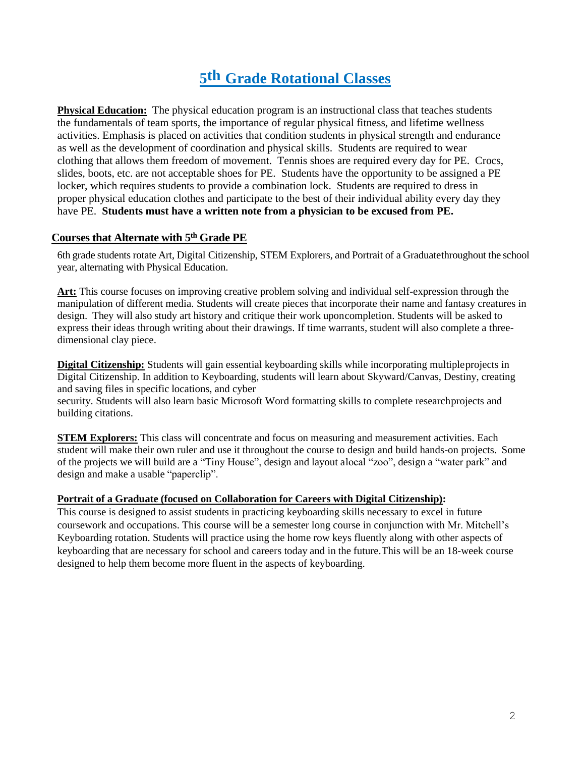# 5th Grade Rotational Classes

**Physical Education:** The physical education program is an instructional class that teaches students the fundamentals of team sports, the importance of regular physical fitness, and lifetime wellness activities. Emphasis is placed on activities that condition students in physical strength and endurance as well as the development of coordination and physical skills. Students are required to wear clothing that allows them freedom of movement. Tennis shoes are required every day for PE. Crocs, slides, boots, etc. are not acceptable shoes for PE. Students have the opportunity to be assigned a PE locker, which requires students to provide a combination lock. Students are required to dress in proper physical education clothes and participate to the best of their individual ability every day they have PE. **Students must have a written note from a physician to be excused from PE.**

## Courses that Alternate with 5th Grade PE

6th grade students rotate Art, Digital Citizenship, STEM Explorers, and Portrait of a Graduatethroughout the school year, alternating with Physical Education.

**Art:** This course focuses on improving creative problem solving and individual self-expression through the manipulation of different media. Students will create pieces that incorporate their name and fantasy creatures in design. They will also study art history and critique their work uponcompletion. Students will be asked to express their ideas through writing about their drawings. If time warrants, student will also complete a three-dimensional clay piece.

**Digital Citizenship:** Students will gain essential keyboarding skills while incorporating multipleprojects in Digital Citizenship. In addition to Keyboarding, students will learn about Skyward/Canvas, Destiny, creating and saving files in specific locations, and cyber security. Students will also learn basic Microsoft Word formatting skills to complete researchprojects and building citations.

**STEM Explorers:** This class will concentrate and focus on measuring and measurement activities. Each student will make their own ruler and use it throughout the course to design and build hands-on projects. Some of the projects we will build are a "Tiny House", design and layout alocal "zoo", design a "water park" and design and make a usable "paperclip".

**Portrait of a Graduate (focused on Collaboration for Careers with Digital Citizenship):**
This course is designed to assist students in practicing keyboarding skills necessary to excel in future coursework and occupations. This course will be a semester long course in conjunction with Mr. Mitchell's Keyboarding rotation. Students will practice using the home row keys fluently along with other aspects of keyboarding that are necessary for school and careers today and in the future.This will be an 18-week course designed to help them become more fluent in the aspects of keyboarding.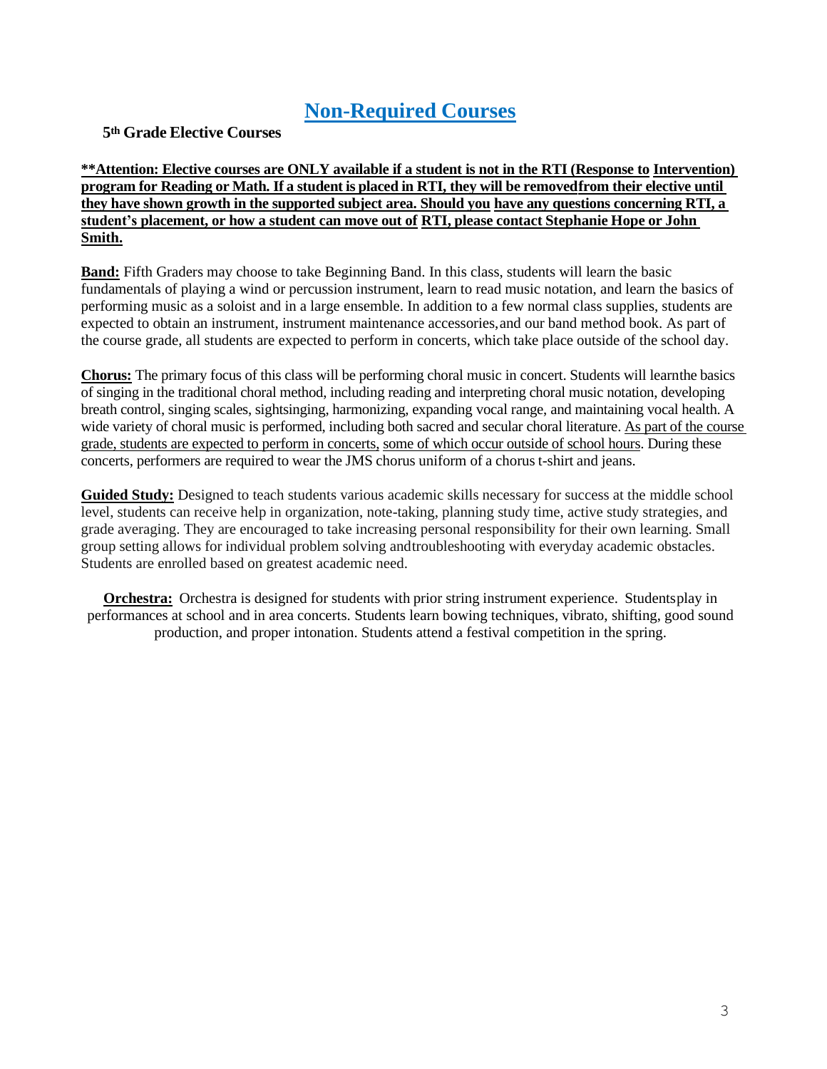# Non-Required Courses

**5th Grade Elective Courses**

**\*\*Attention: Elective courses are ONLY available if a student is not in the RTI (Response to Intervention) program for Reading or Math. If a student is placed in RTI, they will be removed from their elective until they have shown growth in the supported subject area. Should you have any questions concerning RTI, a student's placement, or how a student can move out of RTI, please contact Stephanie Hope or John Smith.**

**Band:** Fifth Graders may choose to take Beginning Band. In this class, students will learn the basic fundamentals of playing a wind or percussion instrument, learn to read music notation, and learn the basics of performing music as a soloist and in a large ensemble. In addition to a few normal class supplies, students are expected to obtain an instrument, instrument maintenance accessories, and our band method book. As part of the course grade, all students are expected to perform in concerts, which take place outside of the school day.

**Chorus:** The primary focus of this class will be performing choral music in concert. Students will learn the basics of singing in the traditional choral method, including reading and interpreting choral music notation, developing breath control, singing scales, sightsinging, harmonizing, expanding vocal range, and maintaining vocal health. A wide variety of choral music is performed, including both sacred and secular choral literature. As part of the course grade, students are expected to perform in concerts, some of which occur outside of school hours. During these concerts, performers are required to wear the JMS chorus uniform of a chorus t-shirt and jeans.

**Guided Study:** Designed to teach students various academic skills necessary for success at the middle school level, students can receive help in organization, note-taking, planning study time, active study strategies, and grade averaging. They are encouraged to take increasing personal responsibility for their own learning. Small group setting allows for individual problem solving and troubleshooting with everyday academic obstacles. Students are enrolled based on greatest academic need.

**Orchestra:** Orchestra is designed for students with prior string instrument experience. Students play in performances at school and in area concerts. Students learn bowing techniques, vibrato, shifting, good sound production, and proper intonation. Students attend a festival competition in the spring.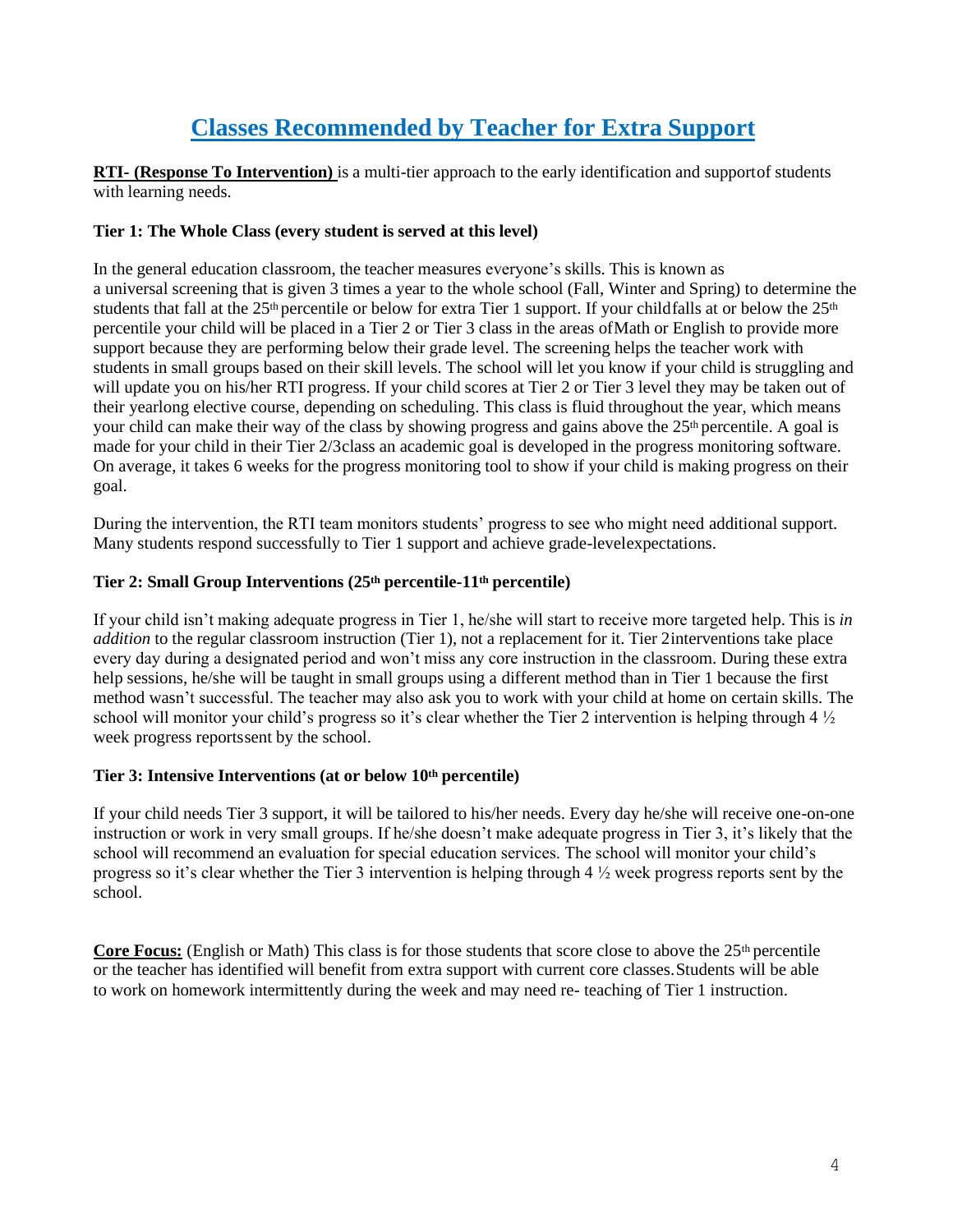# Classes Recommended by Teacher for Extra Support

**RTI- (Response To Intervention)** is a multi-tier approach to the early identification and supportof students with learning needs.

**Tier 1: The Whole Class (every student is served at this level)**

In the general education classroom, the teacher measures everyone's skills. This is known as a universal screening that is given 3 times a year to the whole school (Fall, Winter and Spring) to determine the students that fall at the 25th percentile or below for extra Tier 1 support. If your childfalls at or below the 25th percentile your child will be placed in a Tier 2 or Tier 3 class in the areas ofMath or English to provide more support because they are performing below their grade level. The screening helps the teacher work with students in small groups based on their skill levels. The school will let you know if your child is struggling and will update you on his/her RTI progress. If your child scores at Tier 2 or Tier 3 level they may be taken out of their yearlong elective course, depending on scheduling. This class is fluid throughout the year, which means your child can make their way of the class by showing progress and gains above the 25th percentile. A goal is made for your child in their Tier 2/3class an academic goal is developed in the progress monitoring software. On average, it takes 6 weeks for the progress monitoring tool to show if your child is making progress on their goal.

During the intervention, the RTI team monitors students' progress to see who might need additional support. Many students respond successfully to Tier 1 support and achieve grade-levelexpectations.

**Tier 2: Small Group Interventions (25th percentile-11th percentile)**

If your child isn't making adequate progress in Tier 1, he/she will start to receive more targeted help. This is *in addition* to the regular classroom instruction (Tier 1), not a replacement for it. Tier 2interventions take place every day during a designated period and won't miss any core instruction in the classroom. During these extra help sessions, he/she will be taught in small groups using a different method than in Tier 1 because the first method wasn't successful. The teacher may also ask you to work with your child at home on certain skills. The school will monitor your child's progress so it's clear whether the Tier 2 intervention is helping through 4 ½ week progress reportssent by the school.

**Tier 3: Intensive Interventions (at or below 10th percentile)**

If your child needs Tier 3 support, it will be tailored to his/her needs. Every day he/she will receive one-on-one instruction or work in very small groups. If he/she doesn't make adequate progress in Tier 3, it's likely that the school will recommend an evaluation for special education services. The school will monitor your child's progress so it's clear whether the Tier 3 intervention is helping through 4 ½ week progress reports sent by the school.

**Core Focus:** (English or Math) This class is for those students that score close to above the 25th percentile or the teacher has identified will benefit from extra support with current core classes. Students will be able to work on homework intermittently during the week and may need re- teaching of Tier 1 instruction.